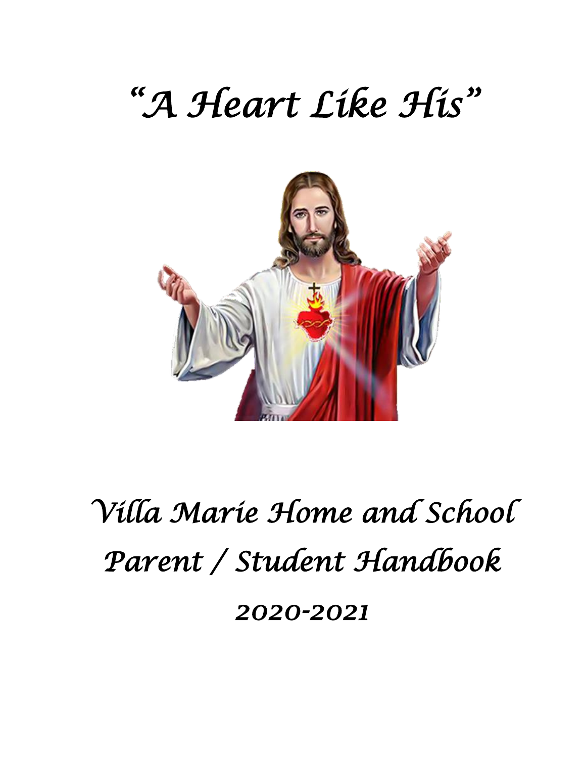# "A Heart Like His"

# Villa Marie Home and School Parent / Student Handbook

## 2020-2021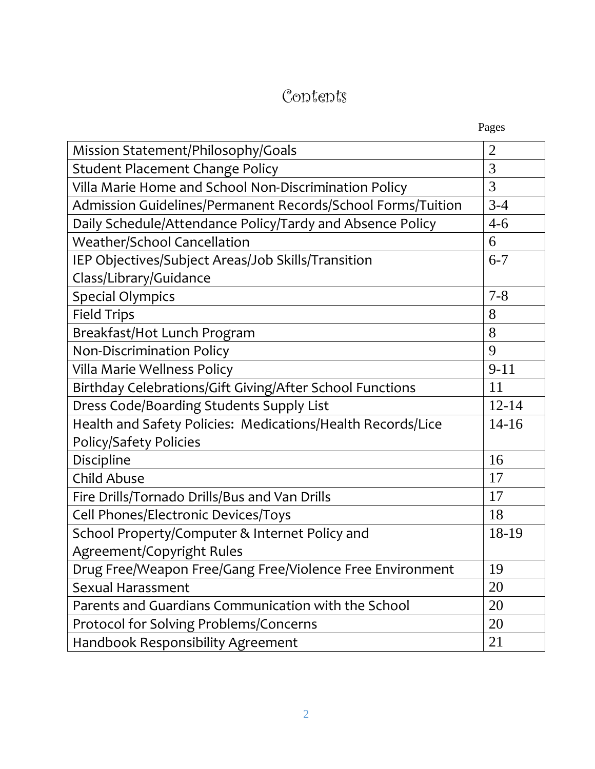# Contents

| | Pages |
|---|---|
| Mission Statement/Philosophy/Goals | 2 |
| Student Placement Change Policy | 3 |
| Villa Marie Home and School Non-Discrimination Policy | 3 |
| Admission Guidelines/Permanent Records/School Forms/Tuition | 3-4 |
| Daily Schedule/Attendance Policy/Tardy and Absence Policy | 4-6 |
| Weather/School Cancellation | 6 |
| IEP Objectives/Subject Areas/Job Skills/Transition Class/Library/Guidance | 6-7 |
| Special Olympics | 7-8 |
| Field Trips | 8 |
| Breakfast/Hot Lunch Program | 8 |
| Non-Discrimination Policy | 9 |
| Villa Marie Wellness Policy | 9-11 |
| Birthday Celebrations/Gift Giving/After School Functions | 11 |
| Dress Code/Boarding Students Supply List | 12-14 |
| Health and Safety Policies: Medications/Health Records/Lice Policy/Safety Policies | 14-16 |
| Discipline | 16 |
| Child Abuse | 17 |
| Fire Drills/Tornado Drills/Bus and Van Drills | 17 |
| Cell Phones/Electronic Devices/Toys | 18 |
| School Property/Computer & Internet Policy and Agreement/Copyright Rules | 18-19 |
| Drug Free/Weapon Free/Gang Free/Violence Free Environment | 19 |
| Sexual Harassment | 20 |
| Parents and Guardians Communication with the School | 20 |
| Protocol for Solving Problems/Concerns | 20 |
| Handbook Responsibility Agreement | 21 |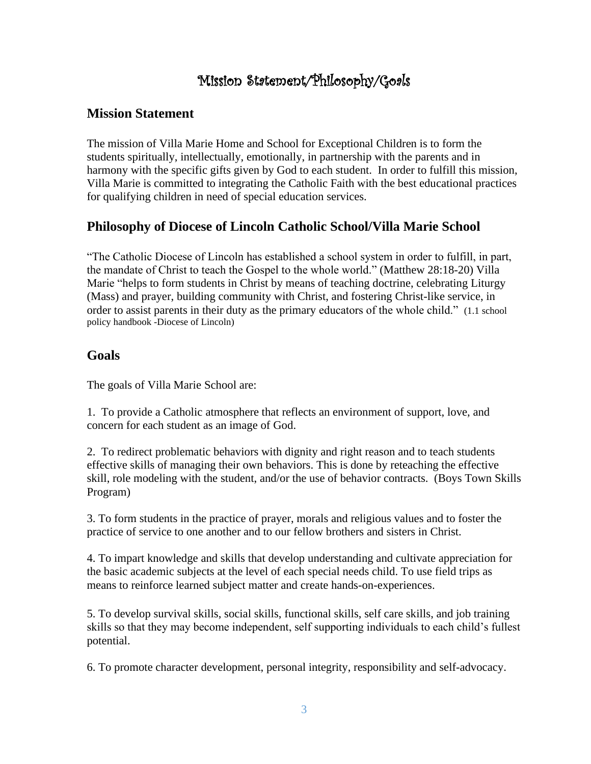# Mission Statement/Philosophy/Goals

## Mission Statement

The mission of Villa Marie Home and School for Exceptional Children is to form the students spiritually, intellectually, emotionally, in partnership with the parents and in harmony with the specific gifts given by God to each student. In order to fulfill this mission, Villa Marie is committed to integrating the Catholic Faith with the best educational practices for qualifying children in need of special education services.

## Philosophy of Diocese of Lincoln Catholic School/Villa Marie School

"The Catholic Diocese of Lincoln has established a school system in order to fulfill, in part, the mandate of Christ to teach the Gospel to the whole world." (Matthew 28:18-20) Villa Marie "helps to form students in Christ by means of teaching doctrine, celebrating Liturgy (Mass) and prayer, building community with Christ, and fostering Christ-like service, in order to assist parents in their duty as the primary educators of the whole child." (1.1 school policy handbook -Diocese of Lincoln)

## Goals

The goals of Villa Marie School are:

1. To provide a Catholic atmosphere that reflects an environment of support, love, and concern for each student as an image of God.

2. To redirect problematic behaviors with dignity and right reason and to teach students effective skills of managing their own behaviors. This is done by reteaching the effective skill, role modeling with the student, and/or the use of behavior contracts. (Boys Town Skills Program)

3. To form students in the practice of prayer, morals and religious values and to foster the practice of service to one another and to our fellow brothers and sisters in Christ.

4. To impart knowledge and skills that develop understanding and cultivate appreciation for the basic academic subjects at the level of each special needs child. To use field trips as means to reinforce learned subject matter and create hands-on-experiences.

5. To develop survival skills, social skills, functional skills, self care skills, and job training skills so that they may become independent, self supporting individuals to each child's fullest potential.

6. To promote character development, personal integrity, responsibility and self-advocacy.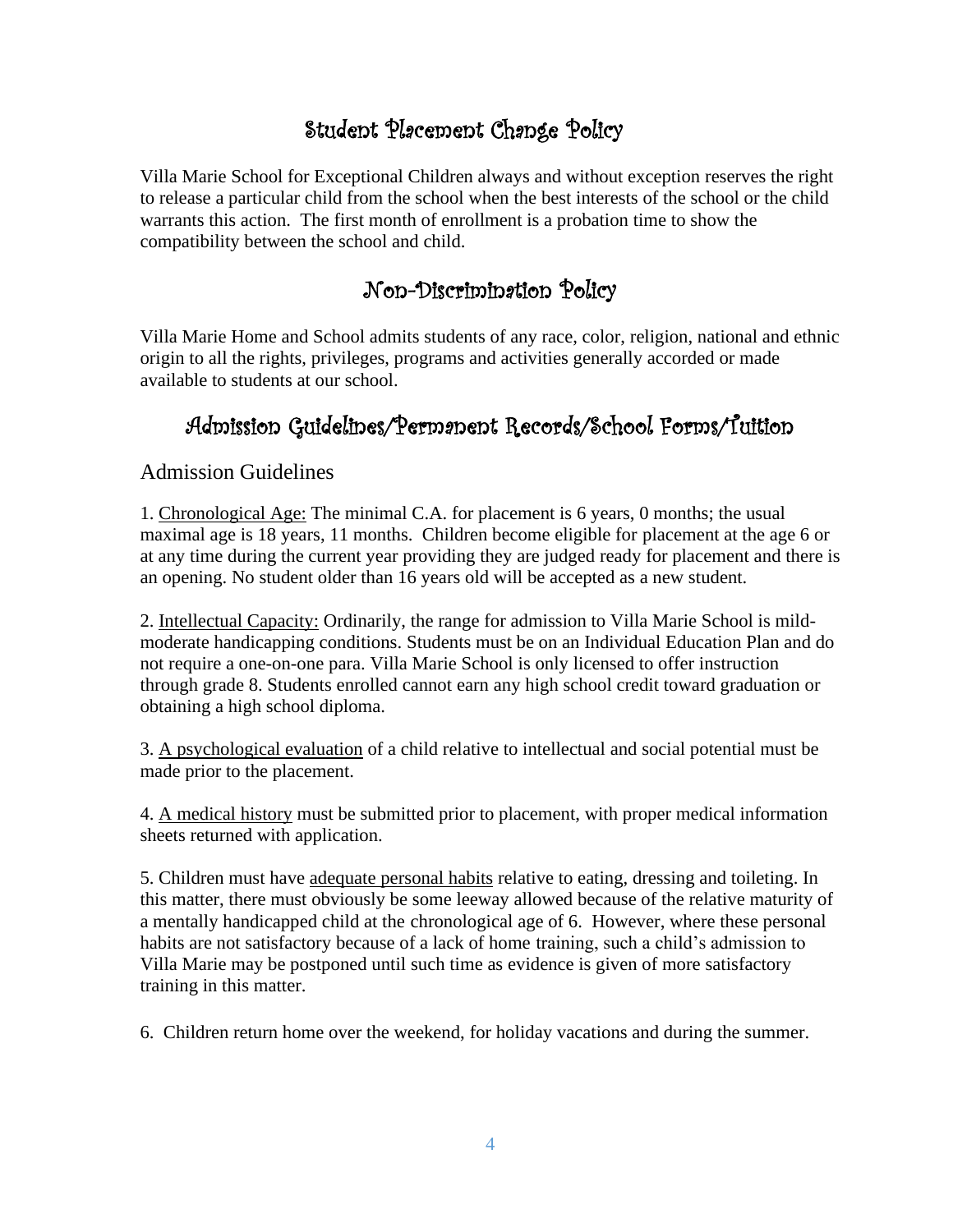## Student Placement Change Policy

Villa Marie School for Exceptional Children always and without exception reserves the right to release a particular child from the school when the best interests of the school or the child warrants this action. The first month of enrollment is a probation time to show the compatibility between the school and child.

## Non-Discrimination Policy

Villa Marie Home and School admits students of any race, color, religion, national and ethnic origin to all the rights, privileges, programs and activities generally accorded or made available to students at our school.

## Admission Guidelines/Permanent Records/School Forms/Tuition

### Admission Guidelines

1. Chronological Age: The minimal C.A. for placement is 6 years, 0 months; the usual maximal age is 18 years, 11 months. Children become eligible for placement at the age 6 or at any time during the current year providing they are judged ready for placement and there is an opening. No student older than 16 years old will be accepted as a new student.

2. Intellectual Capacity: Ordinarily, the range for admission to Villa Marie School is mild-moderate handicapping conditions. Students must be on an Individual Education Plan and do not require a one-on-one para. Villa Marie School is only licensed to offer instruction through grade 8. Students enrolled cannot earn any high school credit toward graduation or obtaining a high school diploma.

3. A psychological evaluation of a child relative to intellectual and social potential must be made prior to the placement.

4. A medical history must be submitted prior to placement, with proper medical information sheets returned with application.

5. Children must have adequate personal habits relative to eating, dressing and toileting. In this matter, there must obviously be some leeway allowed because of the relative maturity of a mentally handicapped child at the chronological age of 6. However, where these personal habits are not satisfactory because of a lack of home training, such a child's admission to Villa Marie may be postponed until such time as evidence is given of more satisfactory training in this matter.

6. Children return home over the weekend, for holiday vacations and during the summer.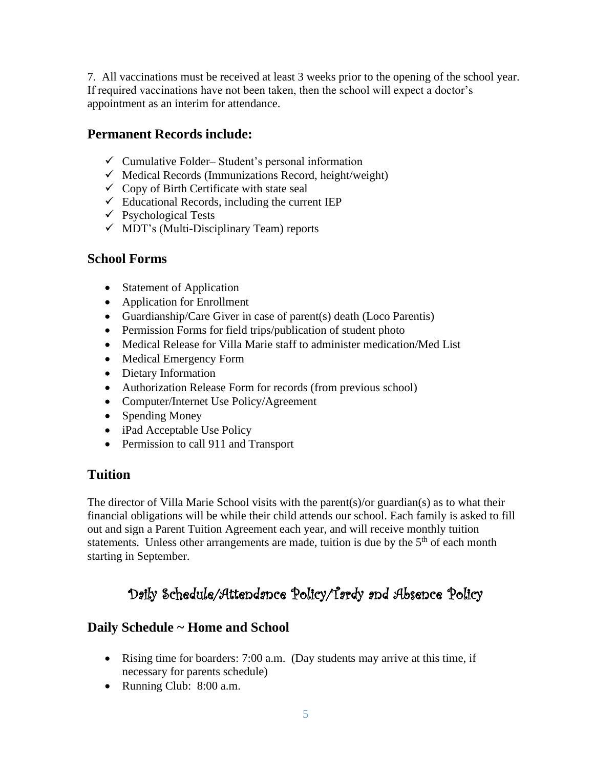7. All vaccinations must be received at least 3 weeks prior to the opening of the school year. If required vaccinations have not been taken, then the school will expect a doctor's appointment as an interim for attendance.

## Permanent Records include:

- ✓ Cumulative Folder– Student's personal information
- ✓ Medical Records (Immunizations Record, height/weight)
- ✓ Copy of Birth Certificate with state seal
- ✓ Educational Records, including the current IEP
- ✓ Psychological Tests
- ✓ MDT's (Multi-Disciplinary Team) reports

## School Forms

- Statement of Application
- Application for Enrollment
- Guardianship/Care Giver in case of parent(s) death (Loco Parentis)
- Permission Forms for field trips/publication of student photo
- Medical Release for Villa Marie staff to administer medication/Med List
- Medical Emergency Form
- Dietary Information
- Authorization Release Form for records (from previous school)
- Computer/Internet Use Policy/Agreement
- Spending Money
- iPad Acceptable Use Policy
- Permission to call 911 and Transport

## Tuition

The director of Villa Marie School visits with the parent(s)/or guardian(s) as to what their financial obligations will be while their child attends our school. Each family is asked to fill out and sign a Parent Tuition Agreement each year, and will receive monthly tuition statements. Unless other arrangements are made, tuition is due by the 5th of each month starting in September.

# Daily Schedule/Attendance Policy/Tardy and Absence Policy

## Daily Schedule ~ Home and School

- Rising time for boarders: 7:00 a.m. (Day students may arrive at this time, if necessary for parents schedule)
- Running Club: 8:00 a.m.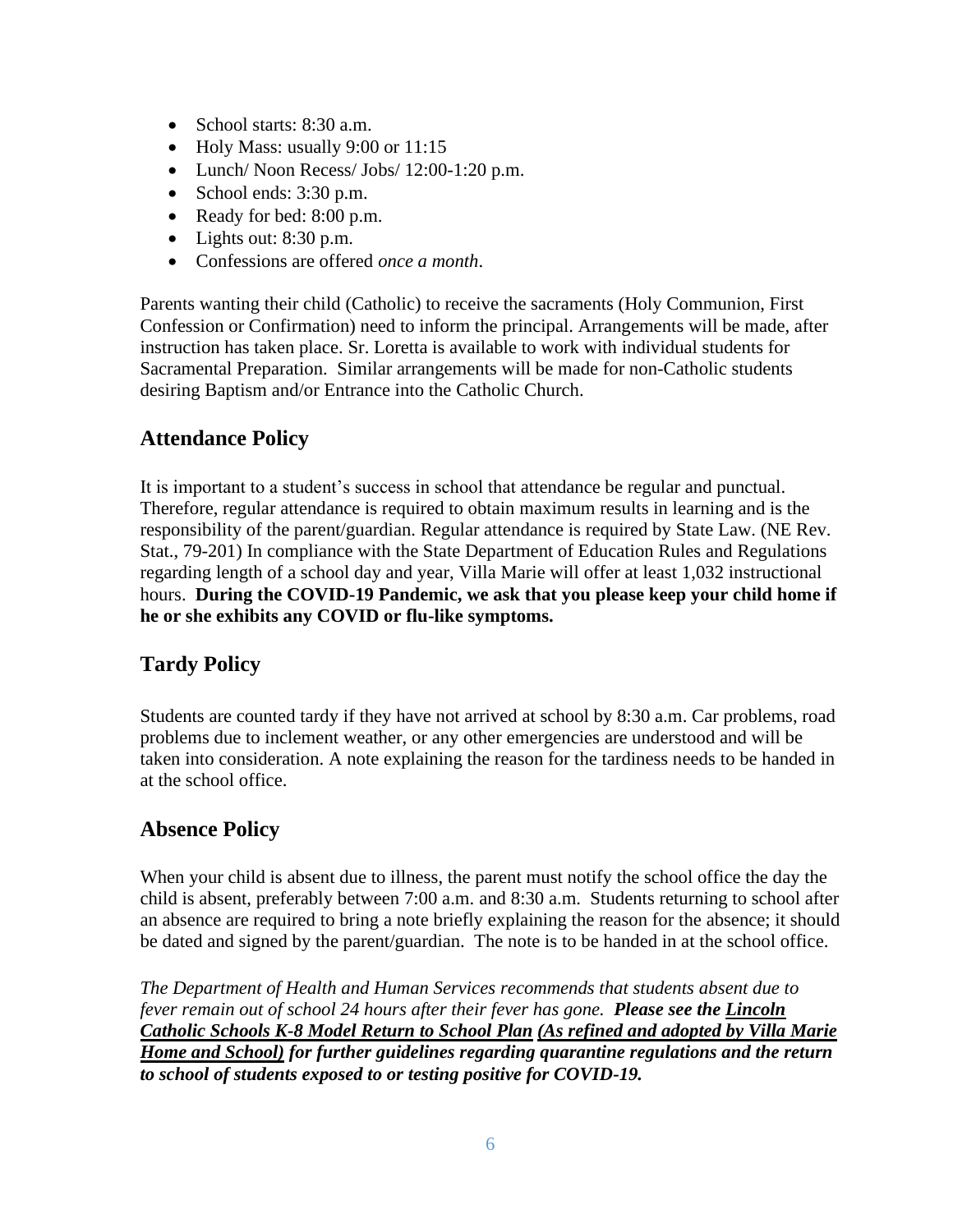- School starts: 8:30 a.m.
- Holy Mass: usually 9:00 or 11:15
- Lunch/ Noon Recess/ Jobs/ 12:00-1:20 p.m.
- School ends: 3:30 p.m.
- Ready for bed: 8:00 p.m.
- Lights out: 8:30 p.m.
- Confessions are offered *once a month*.

Parents wanting their child (Catholic) to receive the sacraments (Holy Communion, First Confession or Confirmation) need to inform the principal. Arrangements will be made, after instruction has taken place. Sr. Loretta is available to work with individual students for Sacramental Preparation. Similar arrangements will be made for non-Catholic students desiring Baptism and/or Entrance into the Catholic Church.

## Attendance Policy

It is important to a student's success in school that attendance be regular and punctual. Therefore, regular attendance is required to obtain maximum results in learning and is the responsibility of the parent/guardian. Regular attendance is required by State Law. (NE Rev. Stat., 79-201) In compliance with the State Department of Education Rules and Regulations regarding length of a school day and year, Villa Marie will offer at least 1,032 instructional hours. **During the COVID-19 Pandemic, we ask that you please keep your child home if he or she exhibits any COVID or flu-like symptoms.**

## Tardy Policy

Students are counted tardy if they have not arrived at school by 8:30 a.m. Car problems, road problems due to inclement weather, or any other emergencies are understood and will be taken into consideration. A note explaining the reason for the tardiness needs to be handed in at the school office.

## Absence Policy

When your child is absent due to illness, the parent must notify the school office the day the child is absent, preferably between 7:00 a.m. and 8:30 a.m. Students returning to school after an absence are required to bring a note briefly explaining the reason for the absence; it should be dated and signed by the parent/guardian. The note is to be handed in at the school office.

*The Department of Health and Human Services recommends that students absent due to fever remain out of school 24 hours after their fever has gone.* ***Please see the Lincoln Catholic Schools K-8 Model Return to School Plan (As refined and adopted by Villa Marie Home and School) for further guidelines regarding quarantine regulations and the return to school of students exposed to or testing positive for COVID-19.***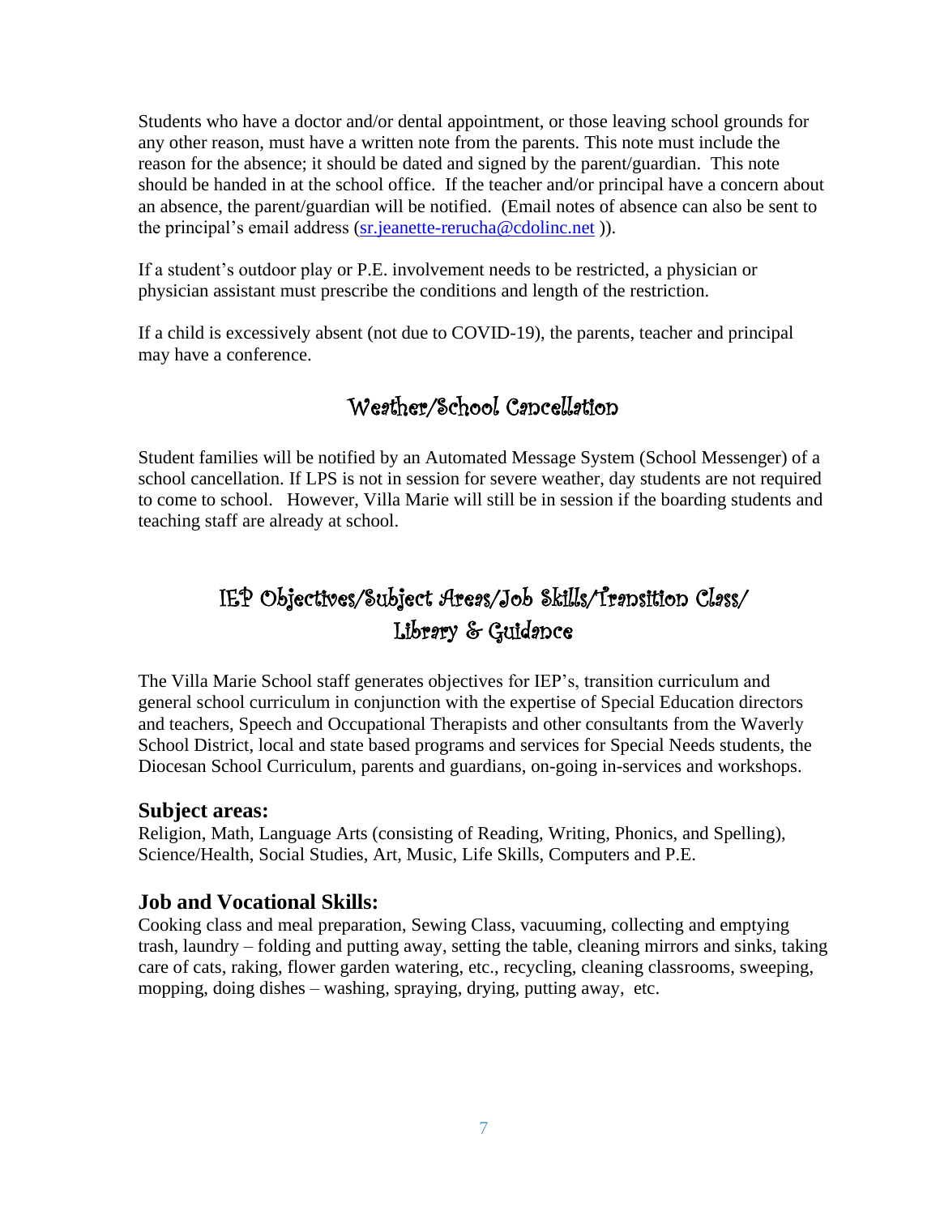Students who have a doctor and/or dental appointment, or those leaving school grounds for any other reason, must have a written note from the parents. This note must include the reason for the absence; it should be dated and signed by the parent/guardian. This note should be handed in at the school office. If the teacher and/or principal have a concern about an absence, the parent/guardian will be notified. (Email notes of absence can also be sent to the principal's email address (sr.jeanette-rerucha@cdolinc.net )).

If a student's outdoor play or P.E. involvement needs to be restricted, a physician or physician assistant must prescribe the conditions and length of the restriction.

If a child is excessively absent (not due to COVID-19), the parents, teacher and principal may have a conference.

## Weather/School Cancellation

Student families will be notified by an Automated Message System (School Messenger) of a school cancellation. If LPS is not in session for severe weather, day students are not required to come to school. However, Villa Marie will still be in session if the boarding students and teaching staff are already at school.

## IEP Objectives/Subject Areas/Job Skills/Transition Class/ Library & Guidance

The Villa Marie School staff generates objectives for IEP's, transition curriculum and general school curriculum in conjunction with the expertise of Special Education directors and teachers, Speech and Occupational Therapists and other consultants from the Waverly School District, local and state based programs and services for Special Needs students, the Diocesan School Curriculum, parents and guardians, on-going in-services and workshops.

### Subject areas:

Religion, Math, Language Arts (consisting of Reading, Writing, Phonics, and Spelling), Science/Health, Social Studies, Art, Music, Life Skills, Computers and P.E.

### Job and Vocational Skills:

Cooking class and meal preparation, Sewing Class, vacuuming, collecting and emptying trash, laundry – folding and putting away, setting the table, cleaning mirrors and sinks, taking care of cats, raking, flower garden watering, etc., recycling, cleaning classrooms, sweeping, mopping, doing dishes – washing, spraying, drying, putting away, etc.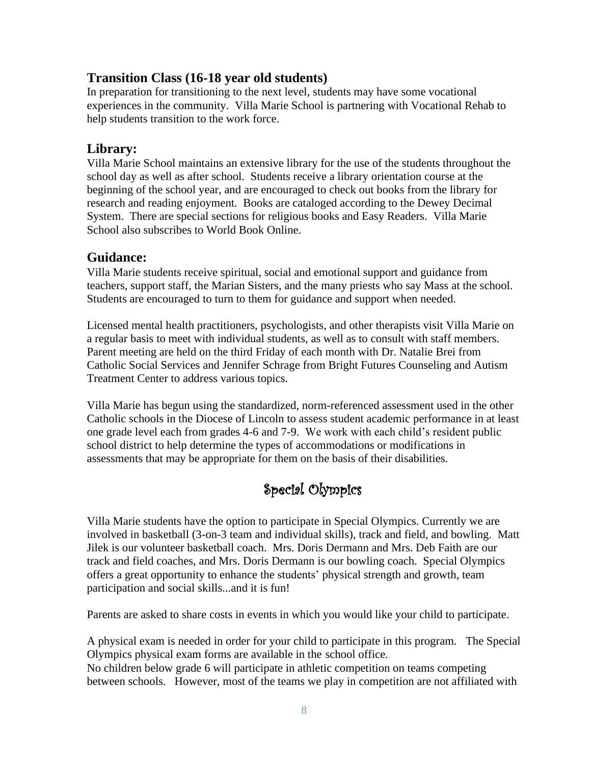## Transition Class (16-18 year old students)

In preparation for transitioning to the next level, students may have some vocational experiences in the community. Villa Marie School is partnering with Vocational Rehab to help students transition to the work force.

## Library:

Villa Marie School maintains an extensive library for the use of the students throughout the school day as well as after school. Students receive a library orientation course at the beginning of the school year, and are encouraged to check out books from the library for research and reading enjoyment. Books are cataloged according to the Dewey Decimal System. There are special sections for religious books and Easy Readers. Villa Marie School also subscribes to World Book Online.

## Guidance:

Villa Marie students receive spiritual, social and emotional support and guidance from teachers, support staff, the Marian Sisters, and the many priests who say Mass at the school. Students are encouraged to turn to them for guidance and support when needed.

Licensed mental health practitioners, psychologists, and other therapists visit Villa Marie on a regular basis to meet with individual students, as well as to consult with staff members. Parent meeting are held on the third Friday of each month with Dr. Natalie Brei from Catholic Social Services and Jennifer Schrage from Bright Futures Counseling and Autism Treatment Center to address various topics.

Villa Marie has begun using the standardized, norm-referenced assessment used in the other Catholic schools in the Diocese of Lincoln to assess student academic performance in at least one grade level each from grades 4-6 and 7-9. We work with each child's resident public school district to help determine the types of accommodations or modifications in assessments that may be appropriate for them on the basis of their disabilities.

## Special Olympics

Villa Marie students have the option to participate in Special Olympics. Currently we are involved in basketball (3-on-3 team and individual skills), track and field, and bowling. Matt Jilek is our volunteer basketball coach. Mrs. Doris Dermann and Mrs. Deb Faith are our track and field coaches, and Mrs. Doris Dermann is our bowling coach. Special Olympics offers a great opportunity to enhance the students' physical strength and growth, team participation and social skills...and it is fun!

Parents are asked to share costs in events in which you would like your child to participate.

A physical exam is needed in order for your child to participate in this program. The Special Olympics physical exam forms are available in the school office.
No children below grade 6 will participate in athletic competition on teams competing between schools. However, most of the teams we play in competition are not affiliated with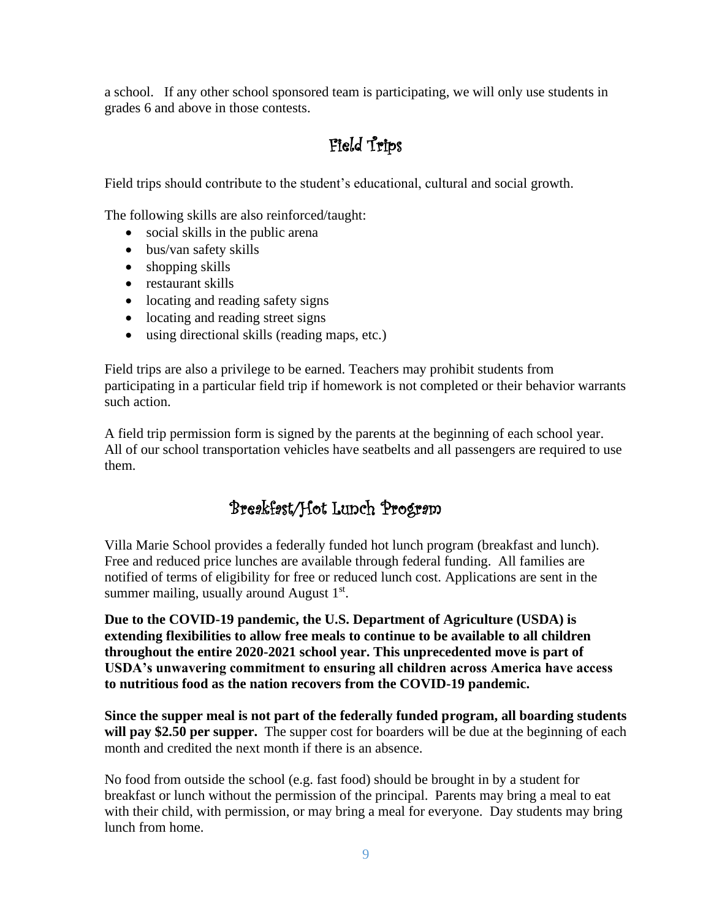a school. If any other school sponsored team is participating, we will only use students in grades 6 and above in those contests.

## Field Trips

Field trips should contribute to the student's educational, cultural and social growth.

The following skills are also reinforced/taught:

- social skills in the public arena
- bus/van safety skills
- shopping skills
- restaurant skills
- locating and reading safety signs
- locating and reading street signs
- using directional skills (reading maps, etc.)

Field trips are also a privilege to be earned. Teachers may prohibit students from participating in a particular field trip if homework is not completed or their behavior warrants such action.

A field trip permission form is signed by the parents at the beginning of each school year. All of our school transportation vehicles have seatbelts and all passengers are required to use them.

## Breakfast/Hot Lunch Program

Villa Marie School provides a federally funded hot lunch program (breakfast and lunch). Free and reduced price lunches are available through federal funding. All families are notified of terms of eligibility for free or reduced lunch cost. Applications are sent in the summer mailing, usually around August 1st.

**Due to the COVID-19 pandemic, the U.S. Department of Agriculture (USDA) is extending flexibilities to allow free meals to continue to be available to all children throughout the entire 2020-2021 school year. This unprecedented move is part of USDA's unwavering commitment to ensuring all children across America have access to nutritious food as the nation recovers from the COVID-19 pandemic.**

**Since the supper meal is not part of the federally funded program, all boarding students will pay $2.50 per supper.** The supper cost for boarders will be due at the beginning of each month and credited the next month if there is an absence.

No food from outside the school (e.g. fast food) should be brought in by a student for breakfast or lunch without the permission of the principal. Parents may bring a meal to eat with their child, with permission, or may bring a meal for everyone. Day students may bring lunch from home.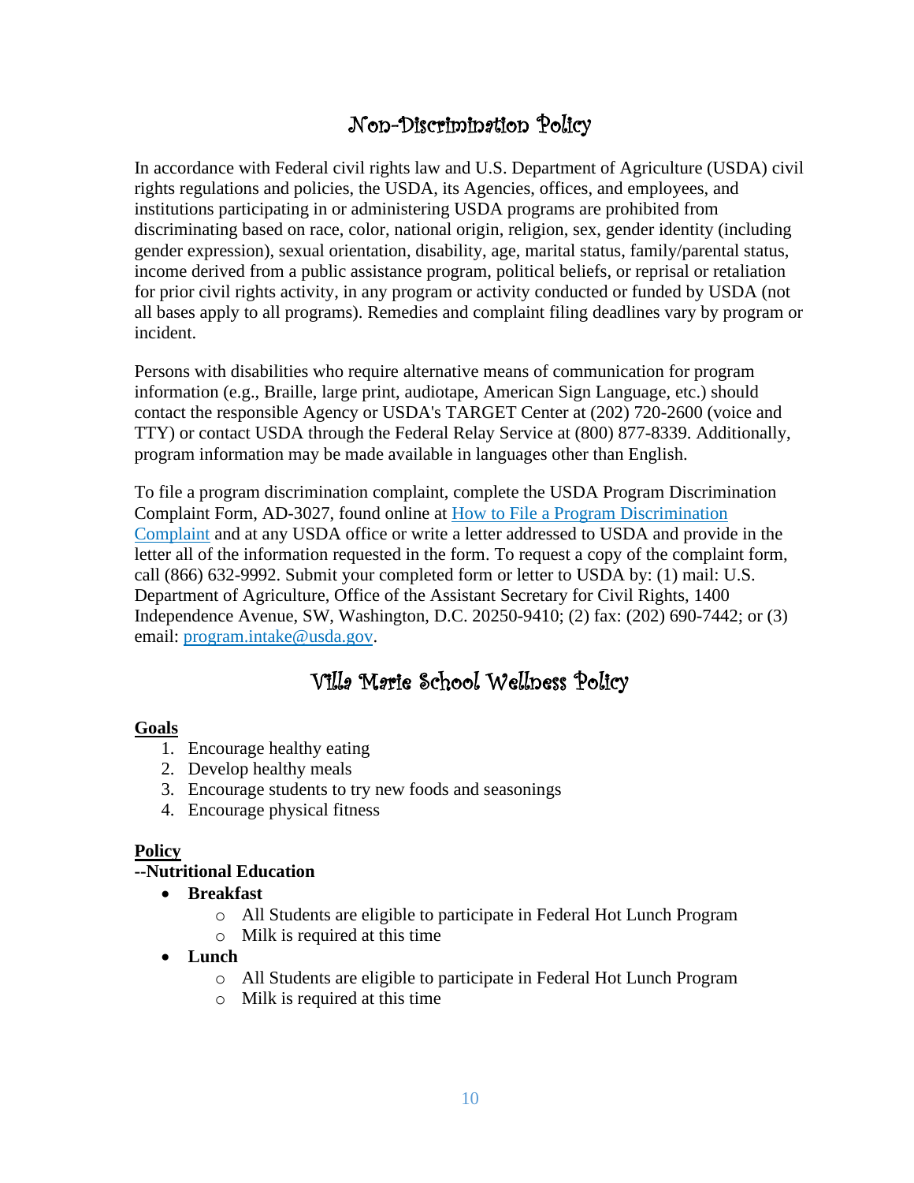## Non-Discrimination Policy

In accordance with Federal civil rights law and U.S. Department of Agriculture (USDA) civil rights regulations and policies, the USDA, its Agencies, offices, and employees, and institutions participating in or administering USDA programs are prohibited from discriminating based on race, color, national origin, religion, sex, gender identity (including gender expression), sexual orientation, disability, age, marital status, family/parental status, income derived from a public assistance program, political beliefs, or reprisal or retaliation for prior civil rights activity, in any program or activity conducted or funded by USDA (not all bases apply to all programs). Remedies and complaint filing deadlines vary by program or incident.

Persons with disabilities who require alternative means of communication for program information (e.g., Braille, large print, audiotape, American Sign Language, etc.) should contact the responsible Agency or USDA's TARGET Center at (202) 720-2600 (voice and TTY) or contact USDA through the Federal Relay Service at (800) 877-8339. Additionally, program information may be made available in languages other than English.

To file a program discrimination complaint, complete the USDA Program Discrimination Complaint Form, AD-3027, found online at How to File a Program Discrimination Complaint and at any USDA office or write a letter addressed to USDA and provide in the letter all of the information requested in the form. To request a copy of the complaint form, call (866) 632-9992. Submit your completed form or letter to USDA by: (1) mail: U.S. Department of Agriculture, Office of the Assistant Secretary for Civil Rights, 1400 Independence Avenue, SW, Washington, D.C. 20250-9410; (2) fax: (202) 690-7442; or (3) email: program.intake@usda.gov.

## Villa Marie School Wellness Policy

**Goals**

1. Encourage healthy eating
2. Develop healthy meals
3. Encourage students to try new foods and seasonings
4. Encourage physical fitness

**Policy**

**--Nutritional Education**

- **Breakfast**
  - All Students are eligible to participate in Federal Hot Lunch Program
  - Milk is required at this time
- **Lunch**
  - All Students are eligible to participate in Federal Hot Lunch Program
  - Milk is required at this time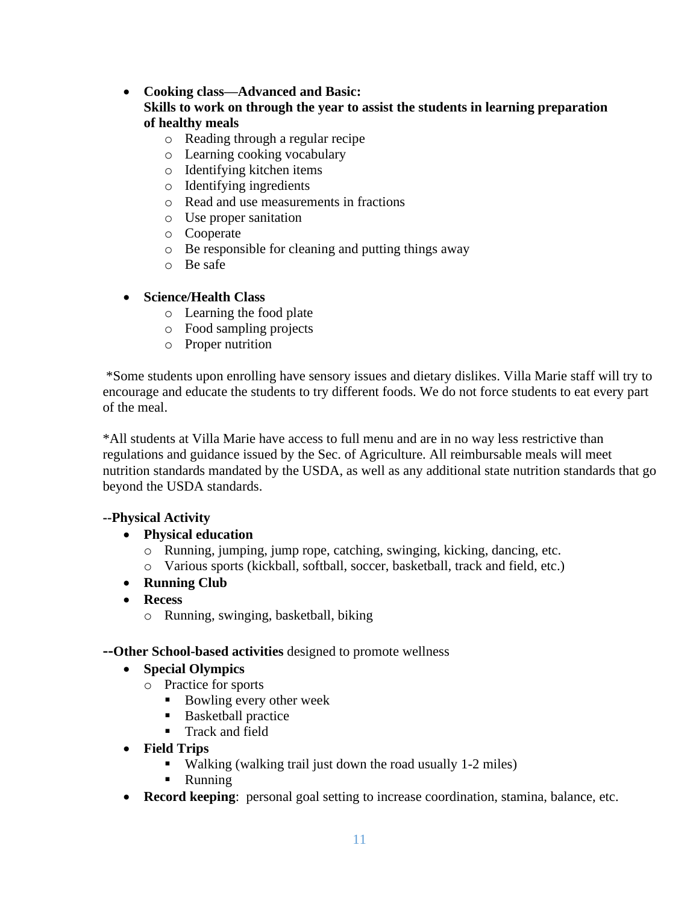- **Cooking class—Advanced and Basic: Skills to work on through the year to assist the students in learning preparation of healthy meals**
    - Reading through a regular recipe
    - Learning cooking vocabulary
    - Identifying kitchen items
    - Identifying ingredients
    - Read and use measurements in fractions
    - Use proper sanitation
    - Cooperate
    - Be responsible for cleaning and putting things away
    - Be safe

- **Science/Health Class**
    - Learning the food plate
    - Food sampling projects
    - Proper nutrition

*Some students upon enrolling have sensory issues and dietary dislikes. Villa Marie staff will try to encourage and educate the students to try different foods. We do not force students to eat every part of the meal.

*All students at Villa Marie have access to full menu and are in no way less restrictive than regulations and guidance issued by the Sec. of Agriculture. All reimbursable meals will meet nutrition standards mandated by the USDA, as well as any additional state nutrition standards that go beyond the USDA standards.

**--Physical Activity**

- **Physical education**
    - Running, jumping, jump rope, catching, swinging, kicking, dancing, etc.
    - Various sports (kickball, softball, soccer, basketball, track and field, etc.)
- **Running Club**
- **Recess**
    - Running, swinging, basketball, biking

**--Other School-based activities** designed to promote wellness

- **Special Olympics**
    - Practice for sports
        - Bowling every other week
        - Basketball practice
        - Track and field
- **Field Trips**
    - Walking (walking trail just down the road usually 1-2 miles)
    - Running
- **Record keeping**: personal goal setting to increase coordination, stamina, balance, etc.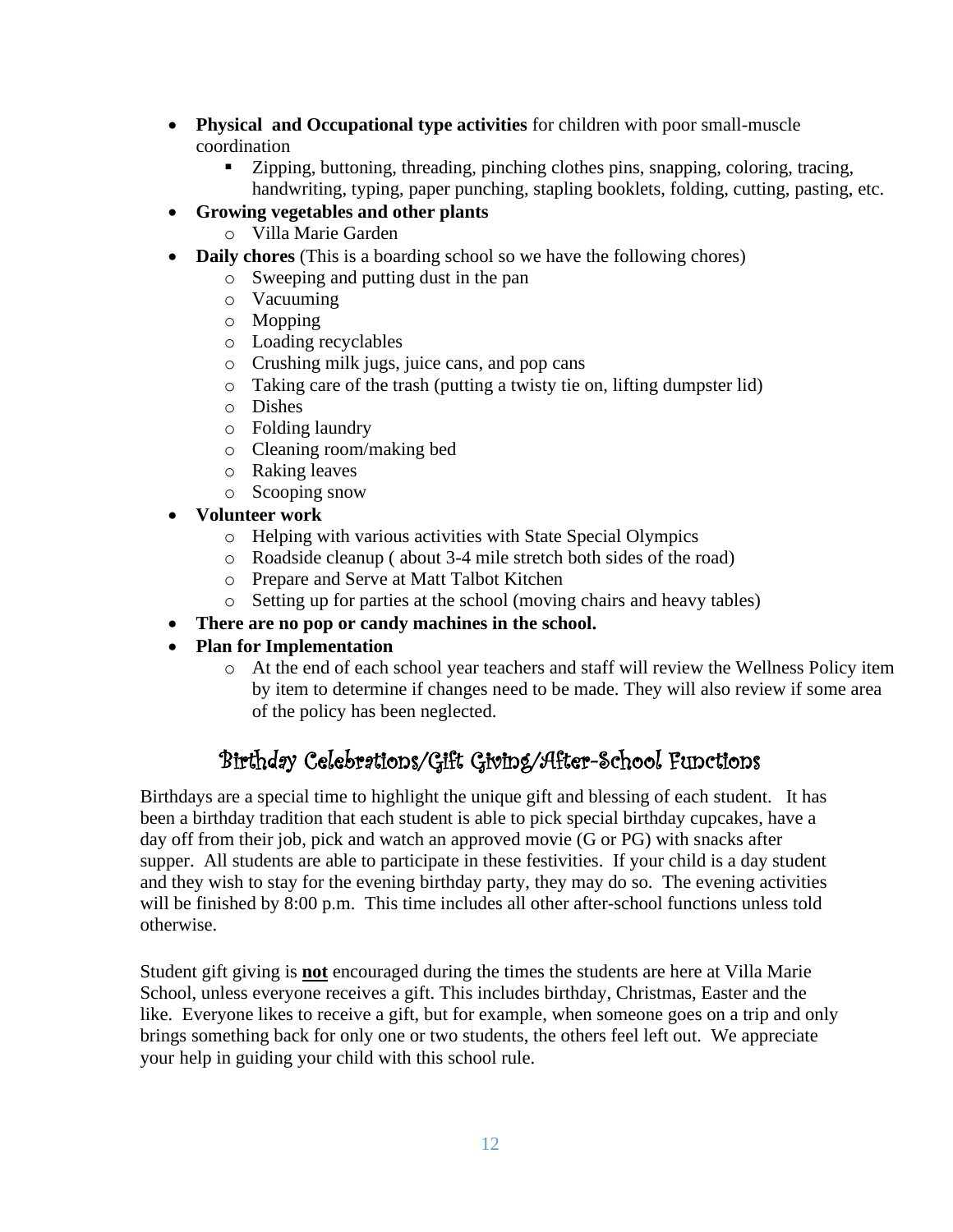- **Physical  and Occupational type activities** for children with poor small-muscle coordination
    - Zipping, buttoning, threading, pinching clothes pins, snapping, coloring, tracing, handwriting, typing, paper punching, stapling booklets, folding, cutting, pasting, etc.
- **Growing vegetables and other plants**
    - Villa Marie Garden
- **Daily chores** (This is a boarding school so we have the following chores)
    - Sweeping and putting dust in the pan
    - Vacuuming
    - Mopping
    - Loading recyclables
    - Crushing milk jugs, juice cans, and pop cans
    - Taking care of the trash (putting a twisty tie on, lifting dumpster lid)
    - Dishes
    - Folding laundry
    - Cleaning room/making bed
    - Raking leaves
    - Scooping snow
- **Volunteer work**
    - Helping with various activities with State Special Olympics
    - Roadside cleanup ( about 3-4 mile stretch both sides of the road)
    - Prepare and Serve at Matt Talbot Kitchen
    - Setting up for parties at the school (moving chairs and heavy tables)
- **There are no pop or candy machines in the school.**
- **Plan for Implementation**
    - At the end of each school year teachers and staff will review the Wellness Policy item by item to determine if changes need to be made. They will also review if some area of the policy has been neglected.

## Birthday Celebrations/Gift Giving/After-School Functions

Birthdays are a special time to highlight the unique gift and blessing of each student.   It has been a birthday tradition that each student is able to pick special birthday cupcakes, have a day off from their job, pick and watch an approved movie (G or PG) with snacks after supper.  All students are able to participate in these festivities.  If your child is a day student and they wish to stay for the evening birthday party, they may do so.  The evening activities will be finished by 8:00 p.m.  This time includes all other after-school functions unless told otherwise.

Student gift giving is **<u>not</u>** encouraged during the times the students are here at Villa Marie School, unless everyone receives a gift. This includes birthday, Christmas, Easter and the like.  Everyone likes to receive a gift, but for example, when someone goes on a trip and only brings something back for only one or two students, the others feel left out.  We appreciate your help in guiding your child with this school rule.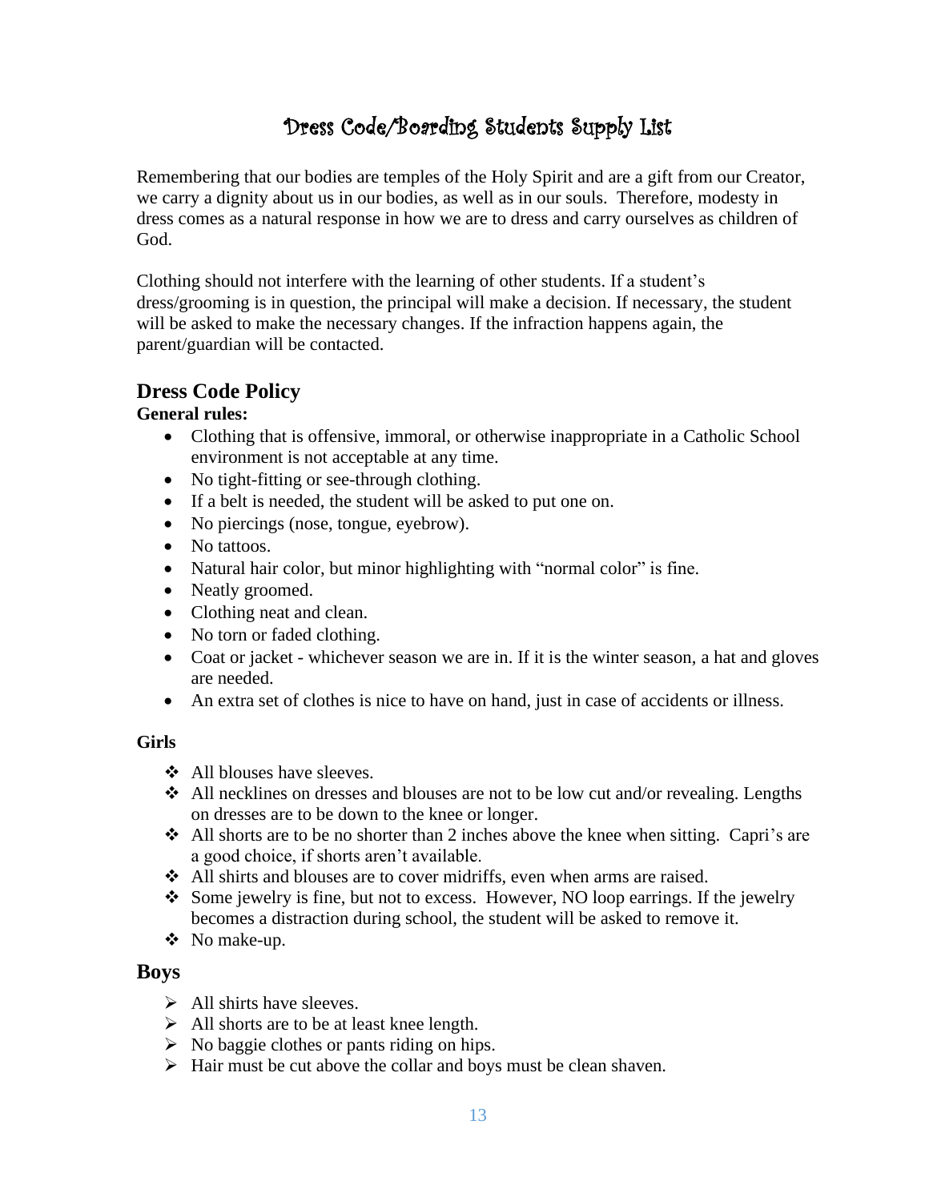# Dress Code/Boarding Students Supply List

Remembering that our bodies are temples of the Holy Spirit and are a gift from our Creator, we carry a dignity about us in our bodies, as well as in our souls. Therefore, modesty in dress comes as a natural response in how we are to dress and carry ourselves as children of God.

Clothing should not interfere with the learning of other students. If a student's dress/grooming is in question, the principal will make a decision. If necessary, the student will be asked to make the necessary changes. If the infraction happens again, the parent/guardian will be contacted.

## Dress Code Policy

**General rules:**

- Clothing that is offensive, immoral, or otherwise inappropriate in a Catholic School environment is not acceptable at any time.
- No tight-fitting or see-through clothing.
- If a belt is needed, the student will be asked to put one on.
- No piercings (nose, tongue, eyebrow).
- No tattoos.
- Natural hair color, but minor highlighting with "normal color" is fine.
- Neatly groomed.
- Clothing neat and clean.
- No torn or faded clothing.
- Coat or jacket - whichever season we are in. If it is the winter season, a hat and gloves are needed.
- An extra set of clothes is nice to have on hand, just in case of accidents or illness.

**Girls**

- All blouses have sleeves.
- All necklines on dresses and blouses are not to be low cut and/or revealing. Lengths on dresses are to be down to the knee or longer.
- All shorts are to be no shorter than 2 inches above the knee when sitting. Capri's are a good choice, if shorts aren't available.
- All shirts and blouses are to cover midriffs, even when arms are raised.
- Some jewelry is fine, but not to excess. However, NO loop earrings. If the jewelry becomes a distraction during school, the student will be asked to remove it.
- No make-up.

## Boys

- All shirts have sleeves.
- All shorts are to be at least knee length.
- No baggie clothes or pants riding on hips.
- Hair must be cut above the collar and boys must be clean shaven.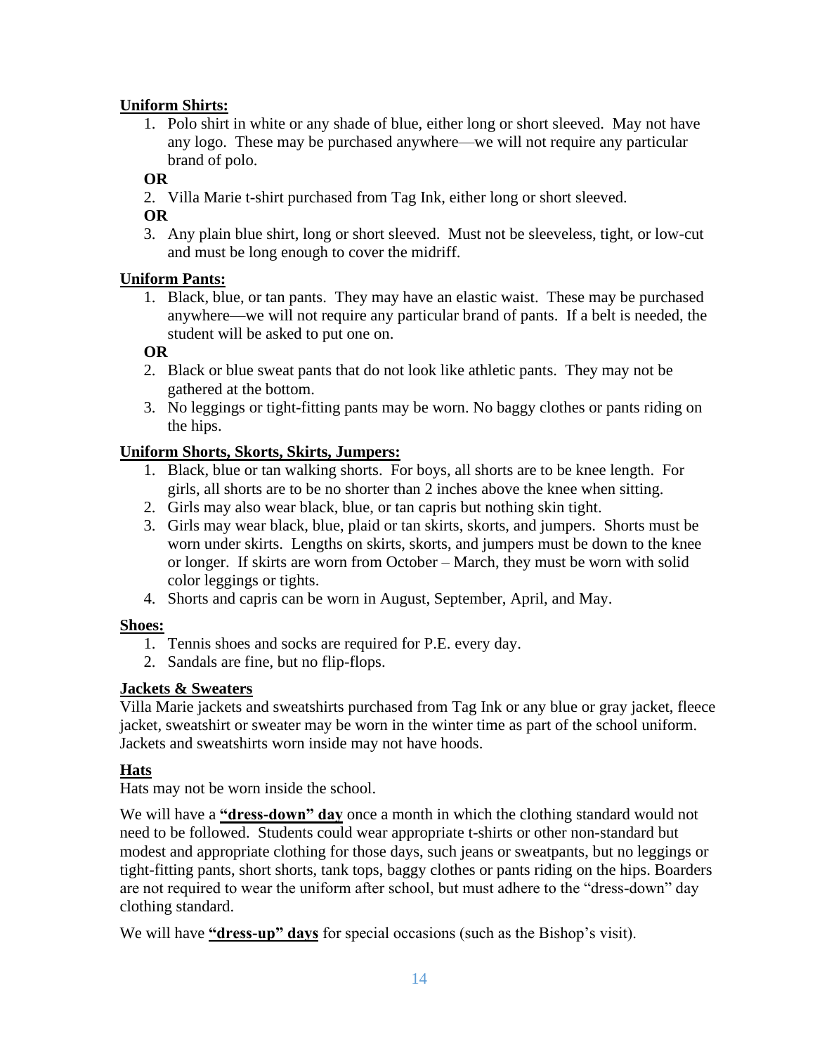**Uniform Shirts:**

1. Polo shirt in white or any shade of blue, either long or short sleeved. May not have any logo. These may be purchased anywhere—we will not require any particular brand of polo.

**OR**

2. Villa Marie t-shirt purchased from Tag Ink, either long or short sleeved.

**OR**

3. Any plain blue shirt, long or short sleeved. Must not be sleeveless, tight, or low-cut and must be long enough to cover the midriff.

**Uniform Pants:**

1. Black, blue, or tan pants. They may have an elastic waist. These may be purchased anywhere—we will not require any particular brand of pants. If a belt is needed, the student will be asked to put one on.

**OR**

2. Black or blue sweat pants that do not look like athletic pants. They may not be gathered at the bottom.
3. No leggings or tight-fitting pants may be worn. No baggy clothes or pants riding on the hips.

**Uniform Shorts, Skorts, Skirts, Jumpers:**

1. Black, blue or tan walking shorts. For boys, all shorts are to be knee length. For girls, all shorts are to be no shorter than 2 inches above the knee when sitting.
2. Girls may also wear black, blue, or tan capris but nothing skin tight.
3. Girls may wear black, blue, plaid or tan skirts, skorts, and jumpers. Shorts must be worn under skirts. Lengths on skirts, skorts, and jumpers must be down to the knee or longer. If skirts are worn from October – March, they must be worn with solid color leggings or tights.
4. Shorts and capris can be worn in August, September, April, and May.

**Shoes:**

1. Tennis shoes and socks are required for P.E. every day.
2. Sandals are fine, but no flip-flops.

**Jackets & Sweaters**

Villa Marie jackets and sweatshirts purchased from Tag Ink or any blue or gray jacket, fleece jacket, sweatshirt or sweater may be worn in the winter time as part of the school uniform. Jackets and sweatshirts worn inside may not have hoods.

**Hats**

Hats may not be worn inside the school.

We will have a **"dress-down" day** once a month in which the clothing standard would not need to be followed. Students could wear appropriate t-shirts or other non-standard but modest and appropriate clothing for those days, such jeans or sweatpants, but no leggings or tight-fitting pants, short shorts, tank tops, baggy clothes or pants riding on the hips. Boarders are not required to wear the uniform after school, but must adhere to the "dress-down" day clothing standard.

We will have **"dress-up" days** for special occasions (such as the Bishop's visit).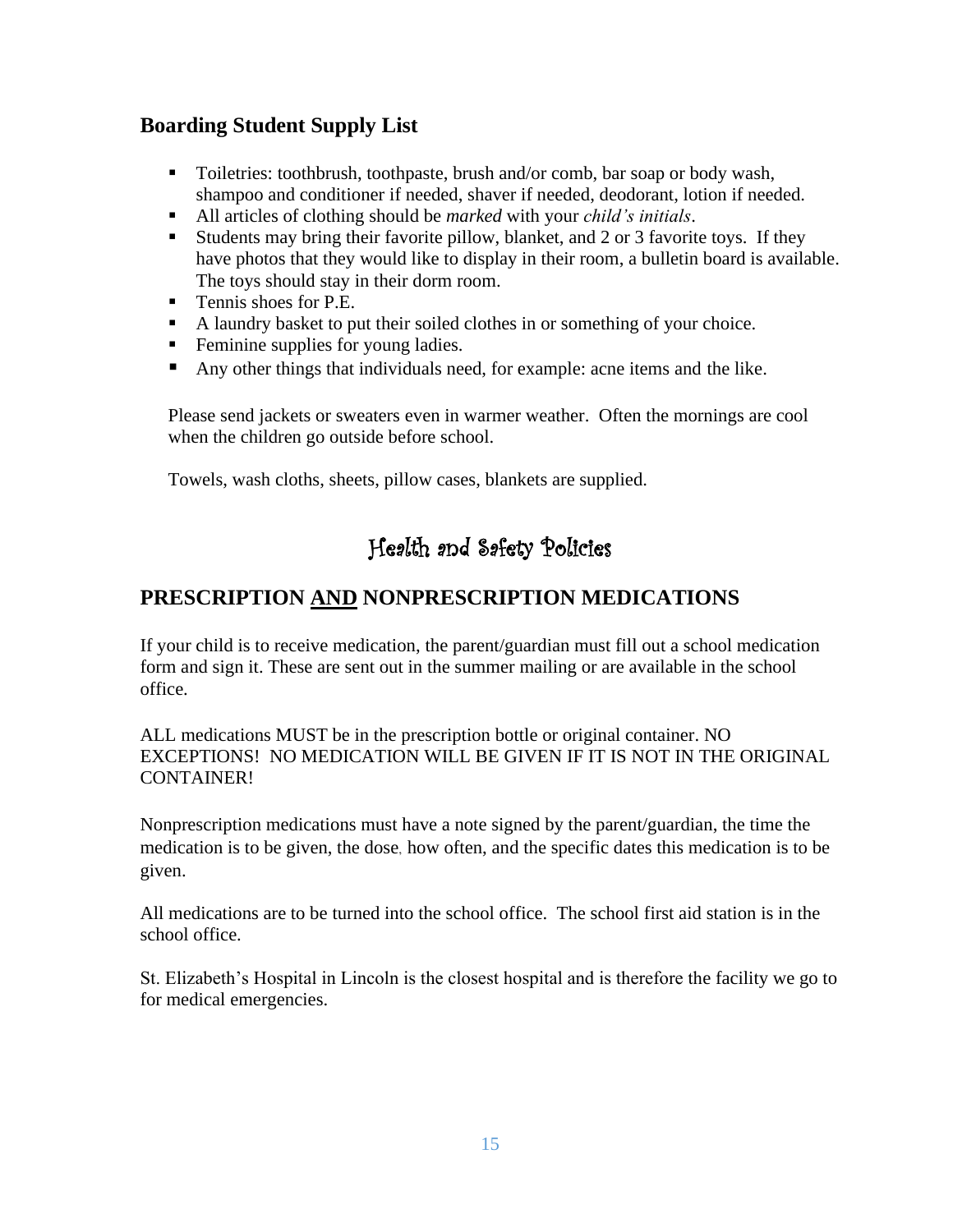## Boarding Student Supply List

- Toiletries: toothbrush, toothpaste, brush and/or comb, bar soap or body wash, shampoo and conditioner if needed, shaver if needed, deodorant, lotion if needed.
- All articles of clothing should be *marked* with your *child's initials*.
- Students may bring their favorite pillow, blanket, and 2 or 3 favorite toys. If they have photos that they would like to display in their room, a bulletin board is available. The toys should stay in their dorm room.
- Tennis shoes for P.E.
- A laundry basket to put their soiled clothes in or something of your choice.
- Feminine supplies for young ladies.
- Any other things that individuals need, for example: acne items and the like.

Please send jackets or sweaters even in warmer weather. Often the mornings are cool when the children go outside before school.

Towels, wash cloths, sheets, pillow cases, blankets are supplied.

# Health and Safety Policies

## PRESCRIPTION AND NONPRESCRIPTION MEDICATIONS

If your child is to receive medication, the parent/guardian must fill out a school medication form and sign it. These are sent out in the summer mailing or are available in the school office.

ALL medications MUST be in the prescription bottle or original container. NO EXCEPTIONS! NO MEDICATION WILL BE GIVEN IF IT IS NOT IN THE ORIGINAL CONTAINER!

Nonprescription medications must have a note signed by the parent/guardian, the time the medication is to be given, the dose, how often, and the specific dates this medication is to be given.

All medications are to be turned into the school office. The school first aid station is in the school office.

St. Elizabeth's Hospital in Lincoln is the closest hospital and is therefore the facility we go to for medical emergencies.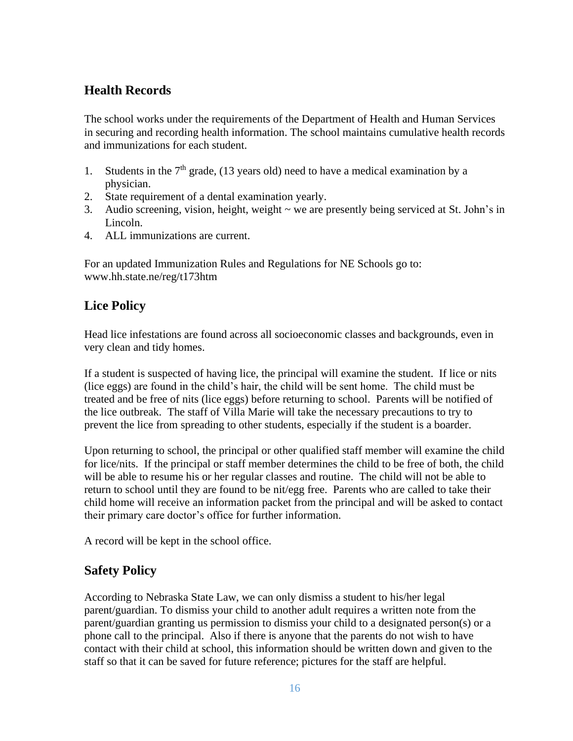## Health Records

The school works under the requirements of the Department of Health and Human Services in securing and recording health information. The school maintains cumulative health records and immunizations for each student.

1. Students in the 7$^{th}$ grade, (13 years old) need to have a medical examination by a physician.
2. State requirement of a dental examination yearly.
3. Audio screening, vision, height, weight ~ we are presently being serviced at St. John's in Lincoln.
4. ALL immunizations are current.

For an updated Immunization Rules and Regulations for NE Schools go to: www.hh.state.ne/reg/t173htm

## Lice Policy

Head lice infestations are found across all socioeconomic classes and backgrounds, even in very clean and tidy homes.

If a student is suspected of having lice, the principal will examine the student. If lice or nits (lice eggs) are found in the child's hair, the child will be sent home. The child must be treated and be free of nits (lice eggs) before returning to school. Parents will be notified of the lice outbreak. The staff of Villa Marie will take the necessary precautions to try to prevent the lice from spreading to other students, especially if the student is a boarder.

Upon returning to school, the principal or other qualified staff member will examine the child for lice/nits. If the principal or staff member determines the child to be free of both, the child will be able to resume his or her regular classes and routine. The child will not be able to return to school until they are found to be nit/egg free. Parents who are called to take their child home will receive an information packet from the principal and will be asked to contact their primary care doctor's office for further information.

A record will be kept in the school office.

## Safety Policy

According to Nebraska State Law, we can only dismiss a student to his/her legal parent/guardian. To dismiss your child to another adult requires a written note from the parent/guardian granting us permission to dismiss your child to a designated person(s) or a phone call to the principal. Also if there is anyone that the parents do not wish to have contact with their child at school, this information should be written down and given to the staff so that it can be saved for future reference; pictures for the staff are helpful.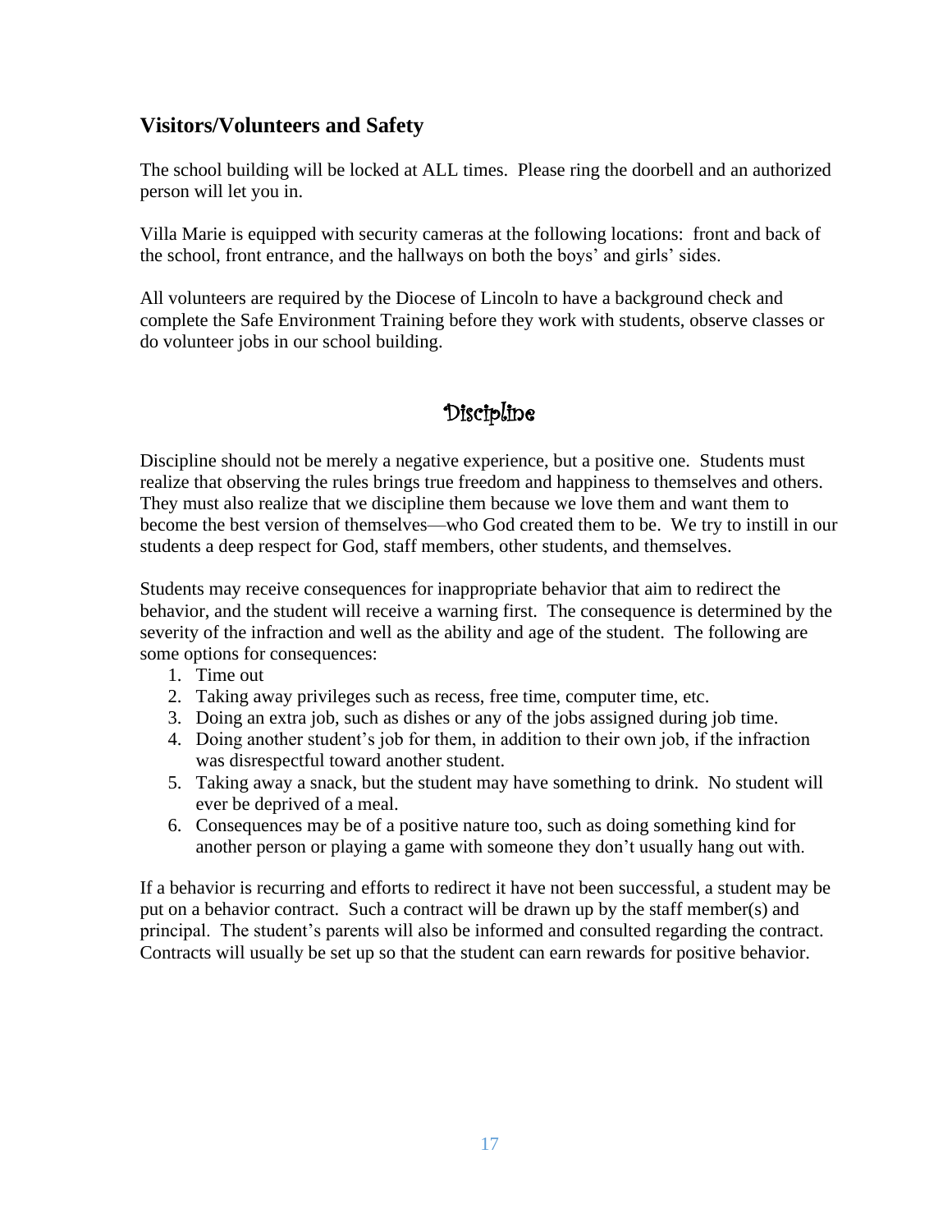### Visitors/Volunteers and Safety

The school building will be locked at ALL times. Please ring the doorbell and an authorized person will let you in.

Villa Marie is equipped with security cameras at the following locations: front and back of the school, front entrance, and the hallways on both the boys' and girls' sides.

All volunteers are required by the Diocese of Lincoln to have a background check and complete the Safe Environment Training before they work with students, observe classes or do volunteer jobs in our school building.

## Discipline

Discipline should not be merely a negative experience, but a positive one. Students must realize that observing the rules brings true freedom and happiness to themselves and others. They must also realize that we discipline them because we love them and want them to become the best version of themselves—who God created them to be. We try to instill in our students a deep respect for God, staff members, other students, and themselves.

Students may receive consequences for inappropriate behavior that aim to redirect the behavior, and the student will receive a warning first. The consequence is determined by the severity of the infraction and well as the ability and age of the student. The following are some options for consequences:

1. Time out
2. Taking away privileges such as recess, free time, computer time, etc.
3. Doing an extra job, such as dishes or any of the jobs assigned during job time.
4. Doing another student's job for them, in addition to their own job, if the infraction was disrespectful toward another student.
5. Taking away a snack, but the student may have something to drink. No student will ever be deprived of a meal.
6. Consequences may be of a positive nature too, such as doing something kind for another person or playing a game with someone they don't usually hang out with.

If a behavior is recurring and efforts to redirect it have not been successful, a student may be put on a behavior contract. Such a contract will be drawn up by the staff member(s) and principal. The student's parents will also be informed and consulted regarding the contract. Contracts will usually be set up so that the student can earn rewards for positive behavior.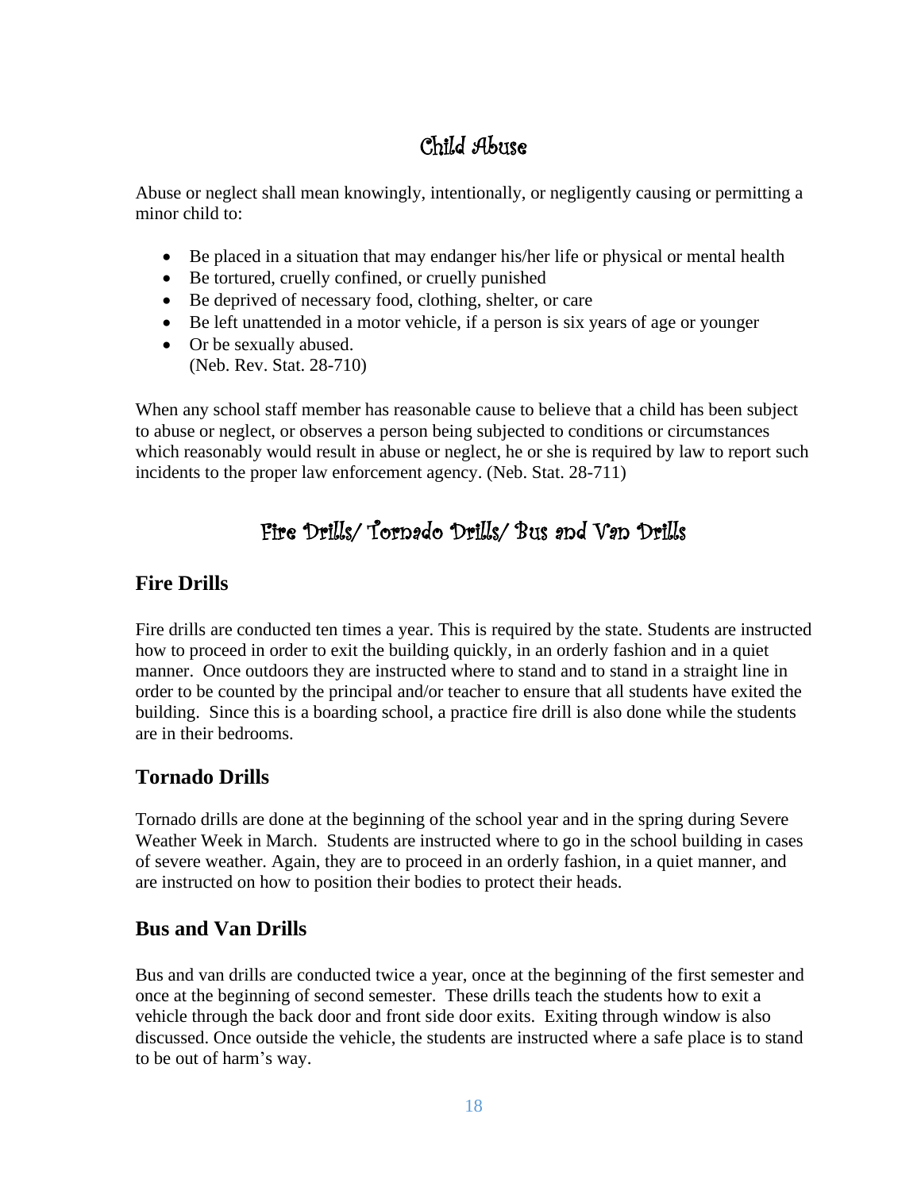# Child Abuse

Abuse or neglect shall mean knowingly, intentionally, or negligently causing or permitting a minor child to:

- Be placed in a situation that may endanger his/her life or physical or mental health
- Be tortured, cruelly confined, or cruelly punished
- Be deprived of necessary food, clothing, shelter, or care
- Be left unattended in a motor vehicle, if a person is six years of age or younger
- Or be sexually abused.
  (Neb. Rev. Stat. 28-710)

When any school staff member has reasonable cause to believe that a child has been subject to abuse or neglect, or observes a person being subjected to conditions or circumstances which reasonably would result in abuse or neglect, he or she is required by law to report such incidents to the proper law enforcement agency. (Neb. Stat. 28-711)

# Fire Drills/ Tornado Drills/ Bus and Van Drills

## Fire Drills

Fire drills are conducted ten times a year. This is required by the state. Students are instructed how to proceed in order to exit the building quickly, in an orderly fashion and in a quiet manner. Once outdoors they are instructed where to stand and to stand in a straight line in order to be counted by the principal and/or teacher to ensure that all students have exited the building. Since this is a boarding school, a practice fire drill is also done while the students are in their bedrooms.

## Tornado Drills

Tornado drills are done at the beginning of the school year and in the spring during Severe Weather Week in March. Students are instructed where to go in the school building in cases of severe weather. Again, they are to proceed in an orderly fashion, in a quiet manner, and are instructed on how to position their bodies to protect their heads.

## Bus and Van Drills

Bus and van drills are conducted twice a year, once at the beginning of the first semester and once at the beginning of second semester. These drills teach the students how to exit a vehicle through the back door and front side door exits. Exiting through window is also discussed. Once outside the vehicle, the students are instructed where a safe place is to stand to be out of harm's way.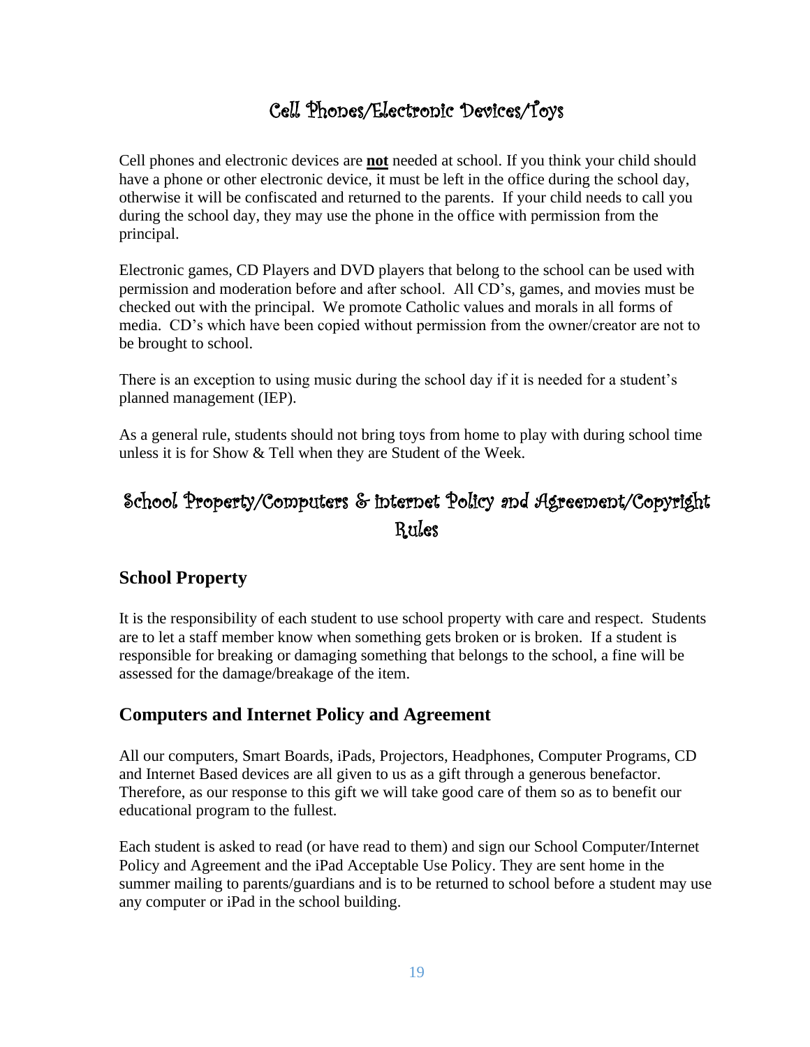# Cell Phones/Electronic Devices/Toys

Cell phones and electronic devices are **not** needed at school. If you think your child should have a phone or other electronic device, it must be left in the office during the school day, otherwise it will be confiscated and returned to the parents. If your child needs to call you during the school day, they may use the phone in the office with permission from the principal.

Electronic games, CD Players and DVD players that belong to the school can be used with permission and moderation before and after school. All CD's, games, and movies must be checked out with the principal. We promote Catholic values and morals in all forms of media. CD's which have been copied without permission from the owner/creator are not to be brought to school.

There is an exception to using music during the school day if it is needed for a student's planned management (IEP).

As a general rule, students should not bring toys from home to play with during school time unless it is for Show & Tell when they are Student of the Week.

# School Property/Computers & internet Policy and Agreement/Copyright Rules

## School Property

It is the responsibility of each student to use school property with care and respect. Students are to let a staff member know when something gets broken or is broken. If a student is responsible for breaking or damaging something that belongs to the school, a fine will be assessed for the damage/breakage of the item.

## Computers and Internet Policy and Agreement

All our computers, Smart Boards, iPads, Projectors, Headphones, Computer Programs, CD and Internet Based devices are all given to us as a gift through a generous benefactor. Therefore, as our response to this gift we will take good care of them so as to benefit our educational program to the fullest.

Each student is asked to read (or have read to them) and sign our School Computer/Internet Policy and Agreement and the iPad Acceptable Use Policy. They are sent home in the summer mailing to parents/guardians and is to be returned to school before a student may use any computer or iPad in the school building.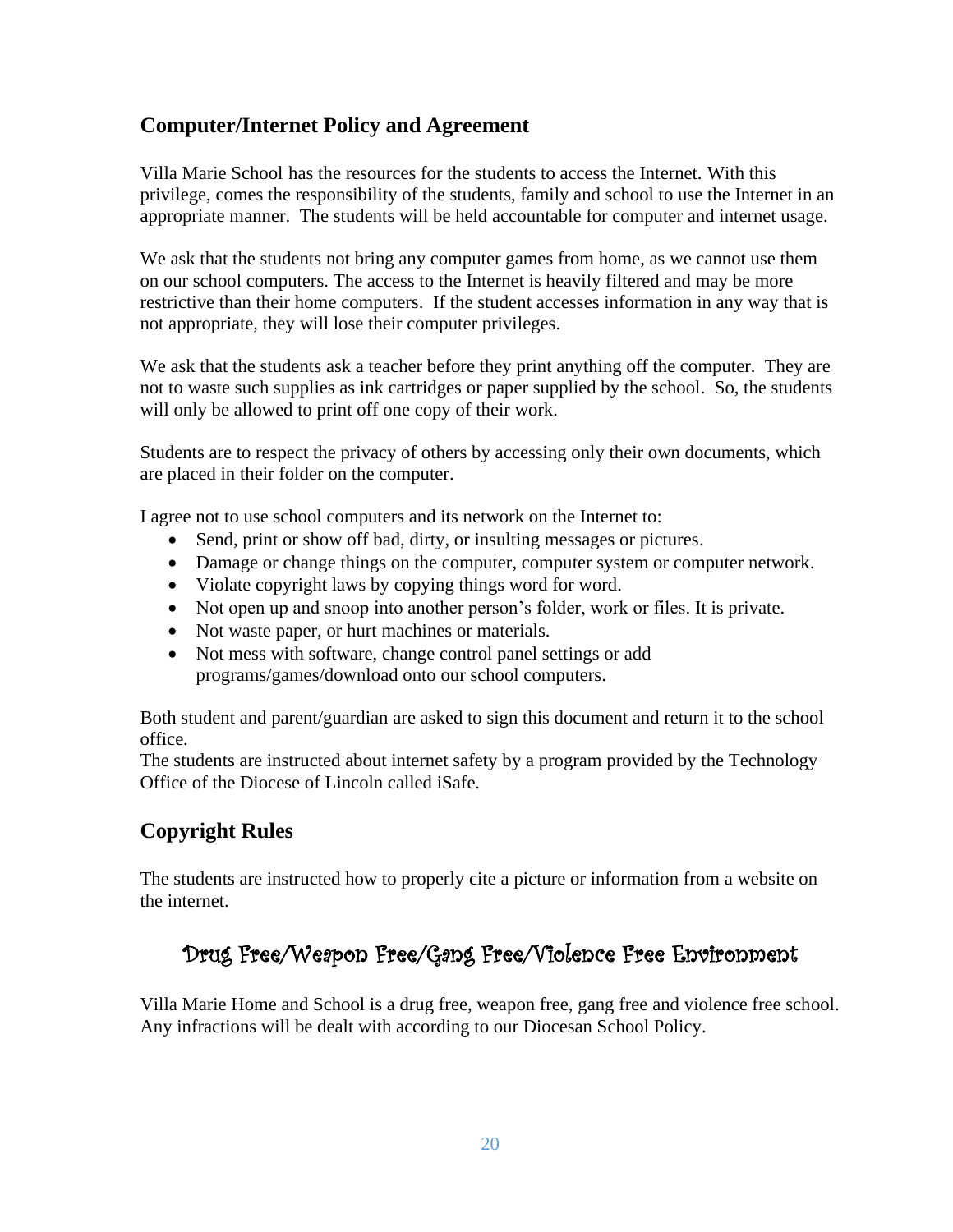## Computer/Internet Policy and Agreement

Villa Marie School has the resources for the students to access the Internet. With this privilege, comes the responsibility of the students, family and school to use the Internet in an appropriate manner. The students will be held accountable for computer and internet usage.

We ask that the students not bring any computer games from home, as we cannot use them on our school computers. The access to the Internet is heavily filtered and may be more restrictive than their home computers. If the student accesses information in any way that is not appropriate, they will lose their computer privileges.

We ask that the students ask a teacher before they print anything off the computer. They are not to waste such supplies as ink cartridges or paper supplied by the school. So, the students will only be allowed to print off one copy of their work.

Students are to respect the privacy of others by accessing only their own documents, which are placed in their folder on the computer.

I agree not to use school computers and its network on the Internet to:

- Send, print or show off bad, dirty, or insulting messages or pictures.
- Damage or change things on the computer, computer system or computer network.
- Violate copyright laws by copying things word for word.
- Not open up and snoop into another person's folder, work or files. It is private.
- Not waste paper, or hurt machines or materials.
- Not mess with software, change control panel settings or add programs/games/download onto our school computers.

Both student and parent/guardian are asked to sign this document and return it to the school office.
The students are instructed about internet safety by a program provided by the Technology Office of the Diocese of Lincoln called iSafe.

## Copyright Rules

The students are instructed how to properly cite a picture or information from a website on the internet.

## Drug Free/Weapon Free/Gang Free/Violence Free Environment

Villa Marie Home and School is a drug free, weapon free, gang free and violence free school. Any infractions will be dealt with according to our Diocesan School Policy.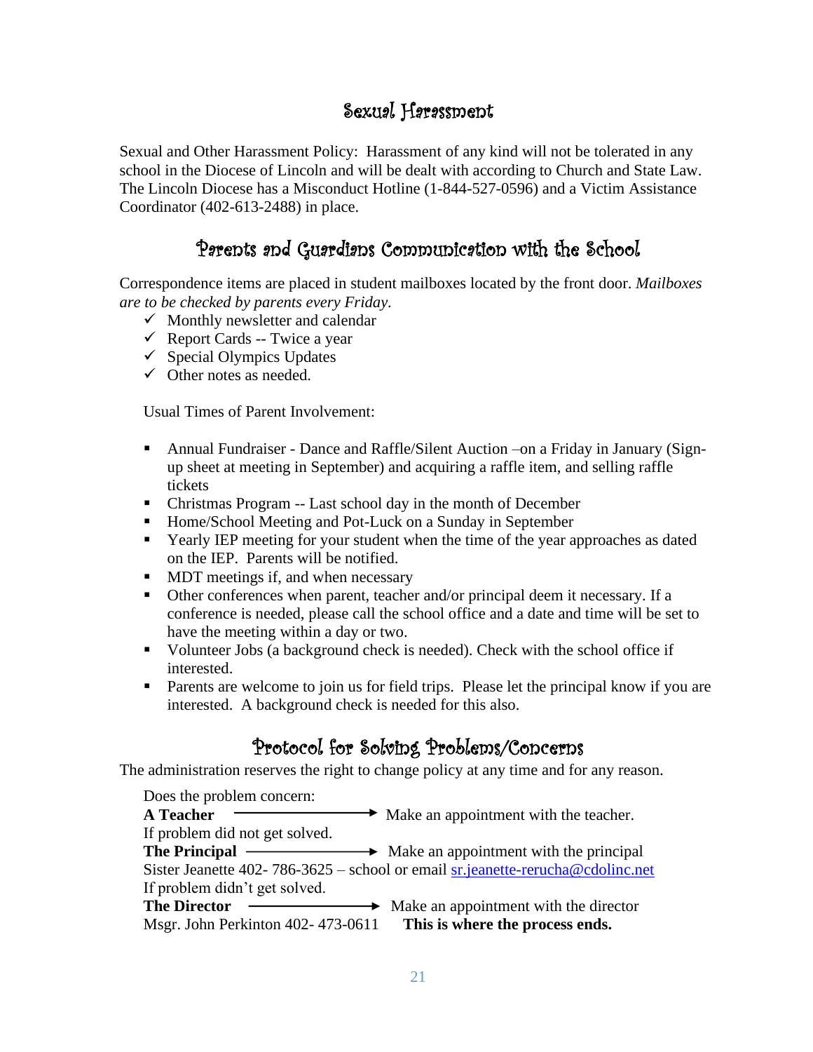## Sexual Harassment

Sexual and Other Harassment Policy: Harassment of any kind will not be tolerated in any school in the Diocese of Lincoln and will be dealt with according to Church and State Law. The Lincoln Diocese has a Misconduct Hotline (1-844-527-0596) and a Victim Assistance Coordinator (402-613-2488) in place.

## Parents and Guardians Communication with the School

Correspondence items are placed in student mailboxes located by the front door. *Mailboxes are to be checked by parents every Friday.*

- ✓ Monthly newsletter and calendar
- ✓ Report Cards -- Twice a year
- ✓ Special Olympics Updates
- ✓ Other notes as needed.

Usual Times of Parent Involvement:

- Annual Fundraiser - Dance and Raffle/Silent Auction –on a Friday in January (Sign-up sheet at meeting in September) and acquiring a raffle item, and selling raffle tickets
- Christmas Program -- Last school day in the month of December
- Home/School Meeting and Pot-Luck on a Sunday in September
- Yearly IEP meeting for your student when the time of the year approaches as dated on the IEP. Parents will be notified.
- MDT meetings if, and when necessary
- Other conferences when parent, teacher and/or principal deem it necessary. If a conference is needed, please call the school office and a date and time will be set to have the meeting within a day or two.
- Volunteer Jobs (a background check is needed). Check with the school office if interested.
- Parents are welcome to join us for field trips. Please let the principal know if you are interested. A background check is needed for this also.

## Protocol for Solving Problems/Concerns

The administration reserves the right to change policy at any time and for any reason.

Does the problem concern:

**A Teacher** ⟶ Make an appointment with the teacher.

If problem did not get solved.

**The Principal** ⟶ Make an appointment with the principal

Sister Jeanette 402- 786-3625 – school or email sr.jeanette-rerucha@cdolinc.net

If problem didn't get solved.

**The Director** ⟶ Make an appointment with the director

Msgr. John Perkinton 402- 473-0611 **This is where the process ends.**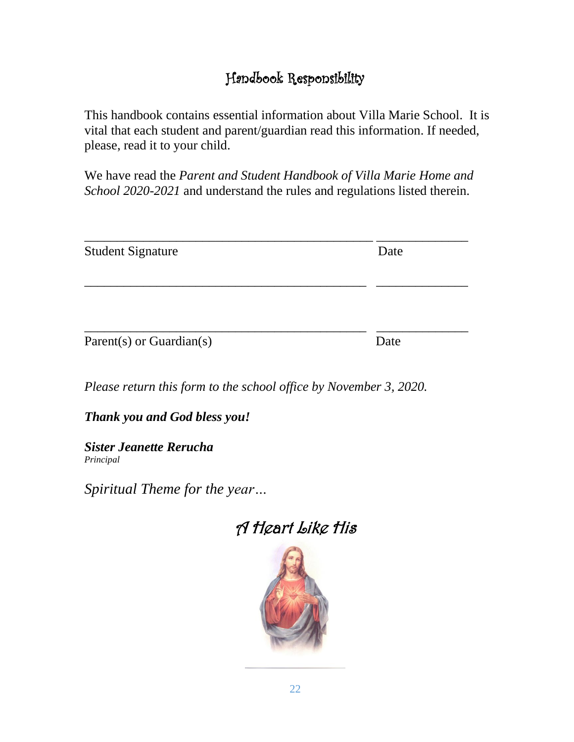# Handbook Responsibility

This handbook contains essential information about Villa Marie School. It is vital that each student and parent/guardian read this information. If needed, please, read it to your child.

We have read the *Parent and Student Handbook of Villa Marie Home and School 2020-2021* and understand the rules and regulations listed therein.

_______________________________________________ ______________

Student Signature Date

_______________________________________________ ______________

_______________________________________________ ______________

Parent(s) or Guardian(s) Date

*Please return this form to the school office by November 3, 2020.*

***Thank you and God bless you!***

***Sister Jeanette Rerucha***
*Principal*

*Spiritual Theme for the year…*

*A Heart Like His*